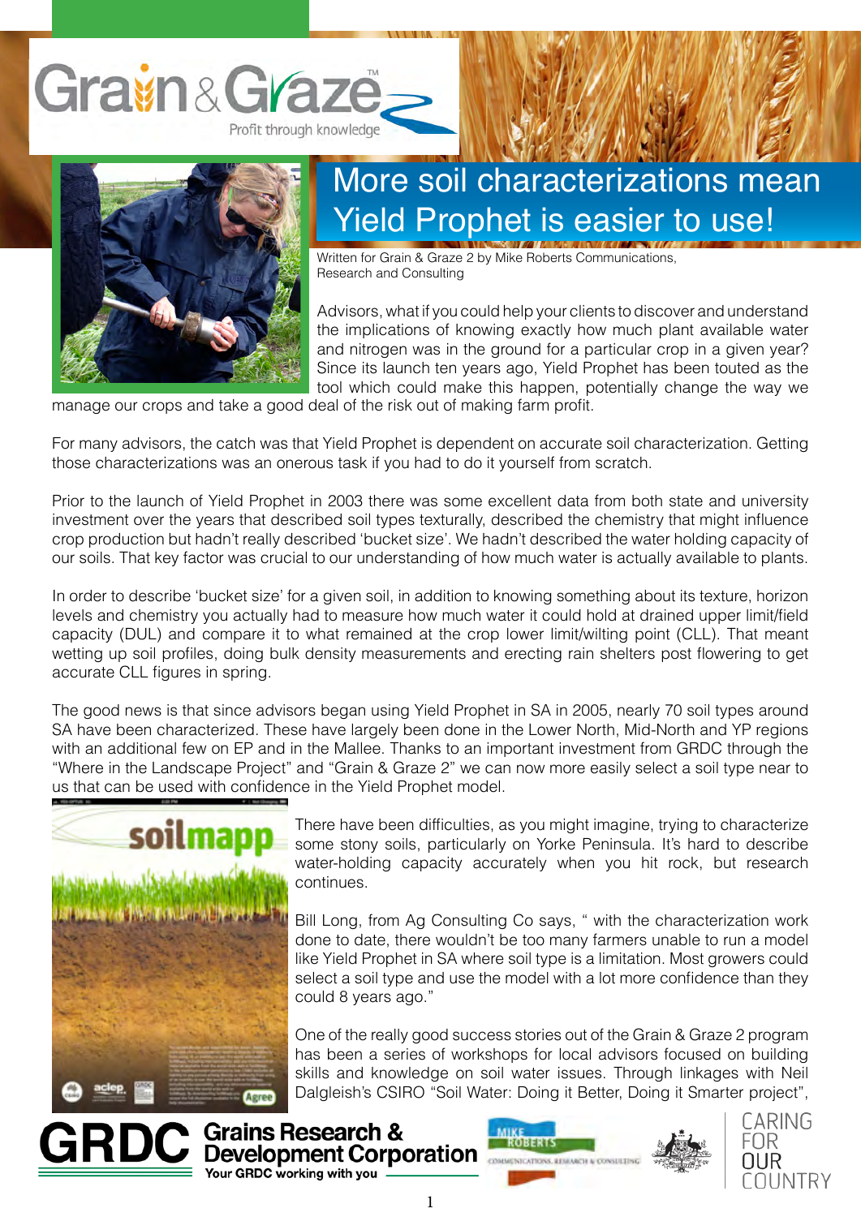# More soil characterizations mean Yield Prophet is easier to use!

Written for Grain & Graze 2 by Mike Roberts Communications, Research and Consulting

Advisors, what if you could help your clients to discover and understand the implications of knowing exactly how much plant available water and nitrogen was in the ground for a particular crop in a given year? Since its launch ten years ago, Yield Prophet has been touted as the tool which could make this happen, potentially change the way we manage our crops and take a good deal of the risk out of making farm profit.

For many advisors, the catch was that Yield Prophet is dependent on accurate soil characterization. Getting those characterizations was an onerous task if you had to do it yourself from scratch.

Prior to the launch of Yield Prophet in 2003 there was some excellent data from both state and university investment over the years that described soil types texturally, described the chemistry that might influence crop production but hadn't really described 'bucket size'. We hadn't described the water holding capacity of our soils. That key factor was crucial to our understanding of how much water is actually available to plants.

In order to describe 'bucket size' for a given soil, in addition to knowing something about its texture, horizon levels and chemistry you actually had to measure how much water it could hold at drained upper limit/field capacity (DUL) and compare it to what remained at the crop lower limit/wilting point (CLL). That meant wetting up soil profiles, doing bulk density measurements and erecting rain shelters post flowering to get accurate CLL figures in spring.

The good news is that since advisors began using Yield Prophet in SA in 2005, nearly 70 soil types around SA have been characterized. These have largely been done in the Lower North, Mid-North and YP regions with an additional few on EP and in the Mallee. Thanks to an important investment from GRDC through the "Where in the Landscape Project" and "Grain & Graze 2" we can now more easily select a soil type near to us that can be used with confidence in the Yield Prophet model.

There have been difficulties, as you might imagine, trying to characterize some stony soils, particularly on Yorke Peninsula. It's hard to describe water-holding capacity accurately when you hit rock, but research continues.

Bill Long, from Ag Consulting Co says, " with the characterization work done to date, there wouldn't be too many farmers unable to run a model like Yield Prophet in SA where soil type is a limitation. Most growers could select a soil type and use the model with a lot more confidence than they could 8 years ago."

One of the really good success stories out of the Grain & Graze 2 program has been a series of workshops for local advisors focused on building skills and knowledge on soil water issues. Through linkages with Neil Dalgleish's CSIRO "Soil Water: Doing it Better, Doing it Smarter project",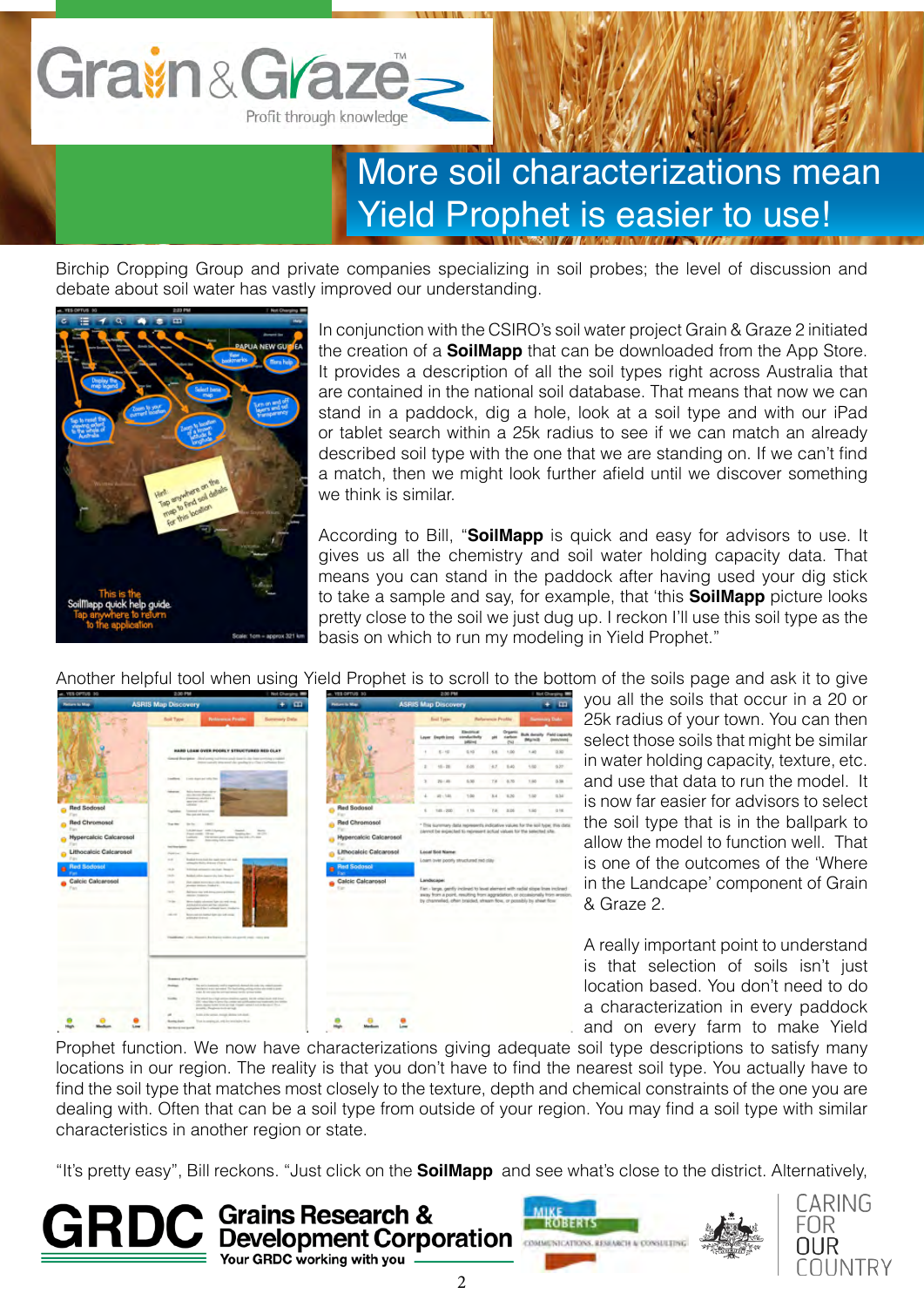# More soil characterizations mean Yield Prophet is easier to use!

Birchip Cropping Group and private companies specializing in soil probes; the level of discussion and debate about soil water has vastly improved our understanding.

In conjunction with the CSIRO's soil water project Grain & Graze 2 initiated the creation of a **SoilMapp** that can be downloaded from the App Store. It provides a description of all the soil types right across Australia that are contained in the national soil database. That means that now we can stand in a paddock, dig a hole, look at a soil type and with our iPad or tablet search within a 25k radius to see if we can match an already described soil type with the one that we are standing on. If we can't find a match, then we might look further afield until we discover something we think is similar.

According to Bill, "**SoilMapp** is quick and easy for advisors to use. It gives us all the chemistry and soil water holding capacity data. That means you can stand in the paddock after having used your dig stick to take a sample and say, for example, that 'this **SoilMapp** picture looks pretty close to the soil we just dug up. I reckon I'll use this soil type as the basis on which to run my modeling in Yield Prophet."

Another helpful tool when using Yield Prophet is to scroll to the bottom of the soils page and ask it to give you all the soils that occur in a 20 or 25k radius of your town. You can then select those soils that might be similar in water holding capacity, texture, etc. and use that data to run the model. It is now far easier for advisors to select the soil type that is in the ballpark to allow the model to function well. That is one of the outcomes of the 'Where in the Landcape' component of Grain & Graze 2.

A really important point to understand is that selection of soils isn't just location based. You don't need to do a characterization in every paddock and on every farm to make Yield Prophet function. We now have characterizations giving adequate soil type descriptions to satisfy many locations in our region. The reality is that you don't have to find the nearest soil type. You actually have to find the soil type that matches most closely to the texture, depth and chemical constraints of the one you are dealing with. Often that can be a soil type from outside of your region. You may find a soil type with similar characteristics in another region or state.

"It's pretty easy", Bill reckons. "Just click on the **SoilMapp** and see what's close to the district. Alternatively,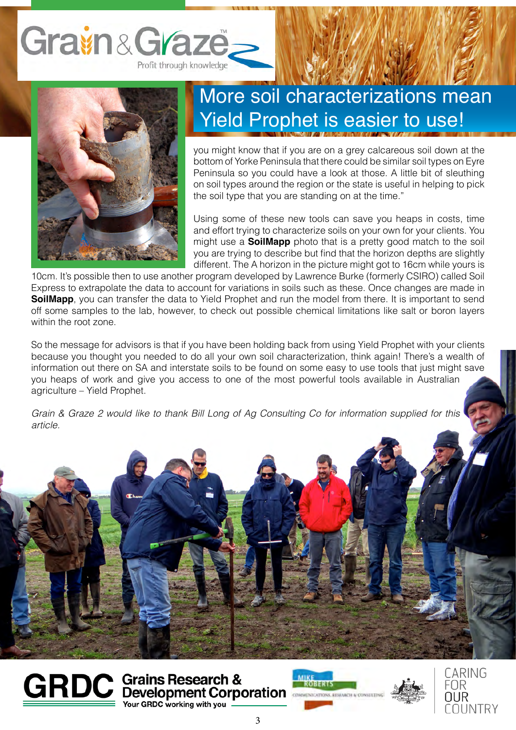# More soil characterizations mean Yield Prophet is easier to use!

you might know that if you are on a grey calcareous soil down at the bottom of Yorke Peninsula that there could be similar soil types on Eyre Peninsula so you could have a look at those. A little bit of sleuthing on soil types around the region or the state is useful in helping to pick the soil type that you are standing on at the time."

Using some of these new tools can save you heaps in costs, time and effort trying to characterize soils on your own for your clients. You might use a **SoilMapp** photo that is a pretty good match to the soil you are trying to describe but find that the horizon depths are slightly different. The A horizon in the picture might got to 16cm while yours is 10cm. It's possible then to use another program developed by Lawrence Burke (formerly CSIRO) called Soil Express to extrapolate the data to account for variations in soils such as these. Once changes are made in **SoilMapp**, you can transfer the data to Yield Prophet and run the model from there. It is important to send off some samples to the lab, however, to check out possible chemical limitations like salt or boron layers within the root zone.

So the message for advisors is that if you have been holding back from using Yield Prophet with your clients because you thought you needed to do all your own soil characterization, think again! There's a wealth of information out there on SA and interstate soils to be found on some easy to use tools that just might save you heaps of work and give you access to one of the most powerful tools available in Australian agriculture – Yield Prophet.

*Grain & Graze 2 would like to thank Bill Long of Ag Consulting Co for information supplied for this article.*